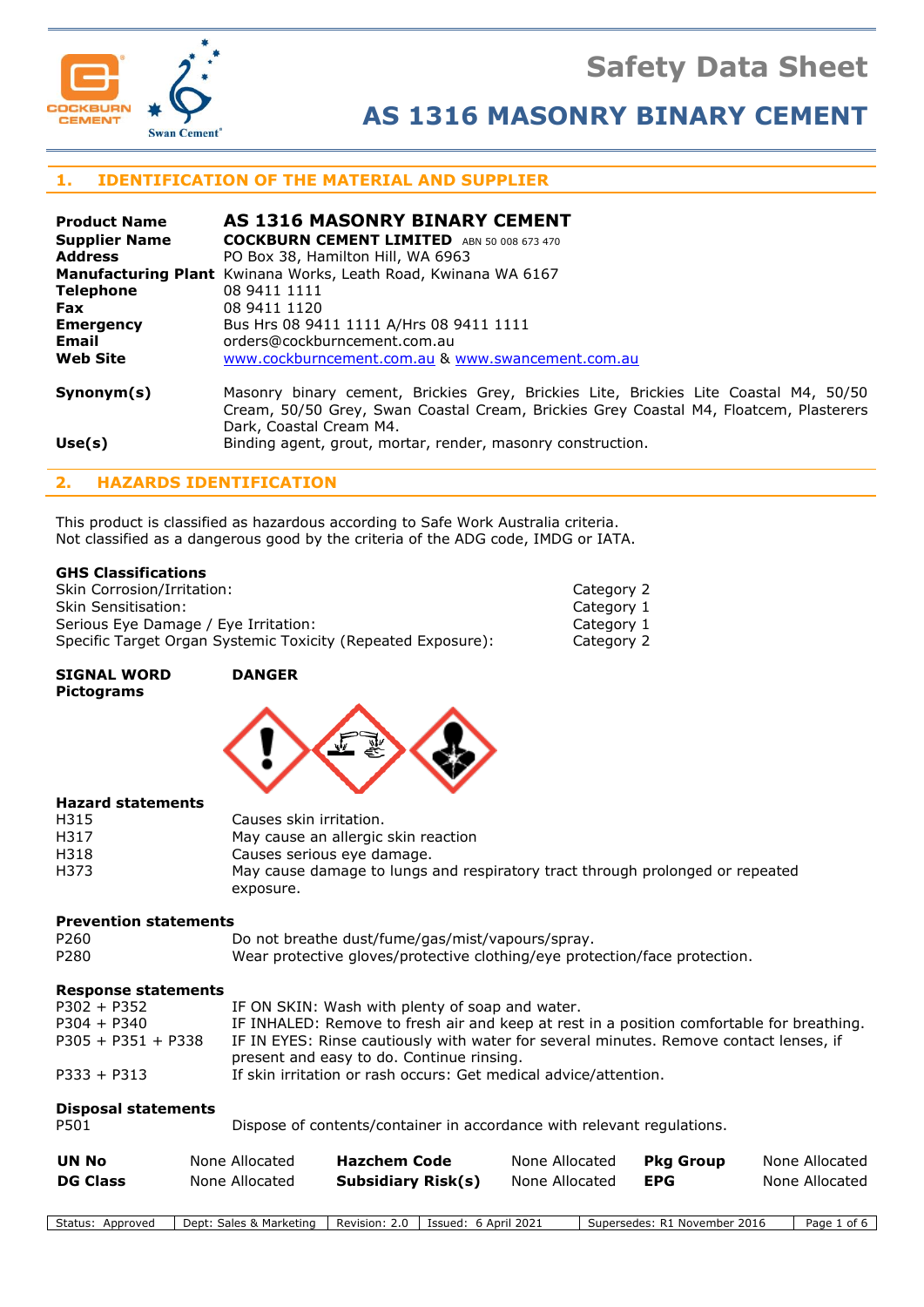# Safety Data Sheet

# AS 1316 MASONRY BINARY CEMENT

## 1. IDENTIFICATION OF THE MATERIAL AND SUPPLIER

| | |
|---|---|
| **Product Name** | **AS 1316 MASONRY BINARY CEMENT** |
| **Supplier Name** | **COCKBURN CEMENT LIMITED** ABN 50 008 673 470 |
| **Address** | PO Box 38, Hamilton Hill, WA 6963 |
| **Manufacturing Plant** | Kwinana Works, Leath Road, Kwinana WA 6167 |
| **Telephone** | 08 9411 1111 |
| **Fax** | 08 9411 1120 |
| **Emergency** | Bus Hrs 08 9411 1111 A/Hrs 08 9411 1111 |
| **Email** | orders@cockburncement.com.au |
| **Web Site** | www.cockburncement.com.au & www.swancement.com.au |
| **Synonym(s)** | Masonry binary cement, Brickies Grey, Brickies Lite, Brickies Lite Coastal M4, 50/50 Cream, 50/50 Grey, Swan Coastal Cream, Brickies Grey Coastal M4, Floatcem, Plasterers Dark, Coastal Cream M4. |
| **Use(s)** | Binding agent, grout, mortar, render, masonry construction. |

## 2. HAZARDS IDENTIFICATION

This product is classified as hazardous according to Safe Work Australia criteria.
Not classified as a dangerous good by the criteria of the ADG code, IMDG or IATA.

**GHS Classifications**

| | |
|---|---|
| Skin Corrosion/Irritation: | Category 2 |
| Skin Sensitisation: | Category 1 |
| Serious Eye Damage / Eye Irritation: | Category 1 |
| Specific Target Organ Systemic Toxicity (Repeated Exposure): | Category 2 |

**SIGNAL WORD** **DANGER**

**Pictograms**

**Hazard statements**

| | |
|---|---|
| H315 | Causes skin irritation. |
| H317 | May cause an allergic skin reaction |
| H318 | Causes serious eye damage. |
| H373 | May cause damage to lungs and respiratory tract through prolonged or repeated exposure. |

**Prevention statements**

| | |
|---|---|
| P260 | Do not breathe dust/fume/gas/mist/vapours/spray. |
| P280 | Wear protective gloves/protective clothing/eye protection/face protection. |

**Response statements**

| | |
|---|---|
| P302 + P352 | IF ON SKIN: Wash with plenty of soap and water. |
| P304 + P340 | IF INHALED: Remove to fresh air and keep at rest in a position comfortable for breathing. |
| P305 + P351 + P338 | IF IN EYES: Rinse cautiously with water for several minutes. Remove contact lenses, if present and easy to do. Continue rinsing. |
| P333 + P313 | If skin irritation or rash occurs: Get medical advice/attention. |

**Disposal statements**

| | |
|---|---|
| P501 | Dispose of contents/container in accordance with relevant regulations. |

| | | | | | |
|---|---|---|---|---|---|
| **UN No** | None Allocated | **Hazchem Code** | None Allocated | **Pkg Group** | None Allocated |
| **DG Class** | None Allocated | **Subsidiary Risk(s)** | None Allocated | **EPG** | None Allocated |

| Status: Approved | Dept: Sales & Marketing | Revision: 2.0 | Issued: 6 April 2021 | Supersedes: R1 November 2016 |
|---|---|---|---|---|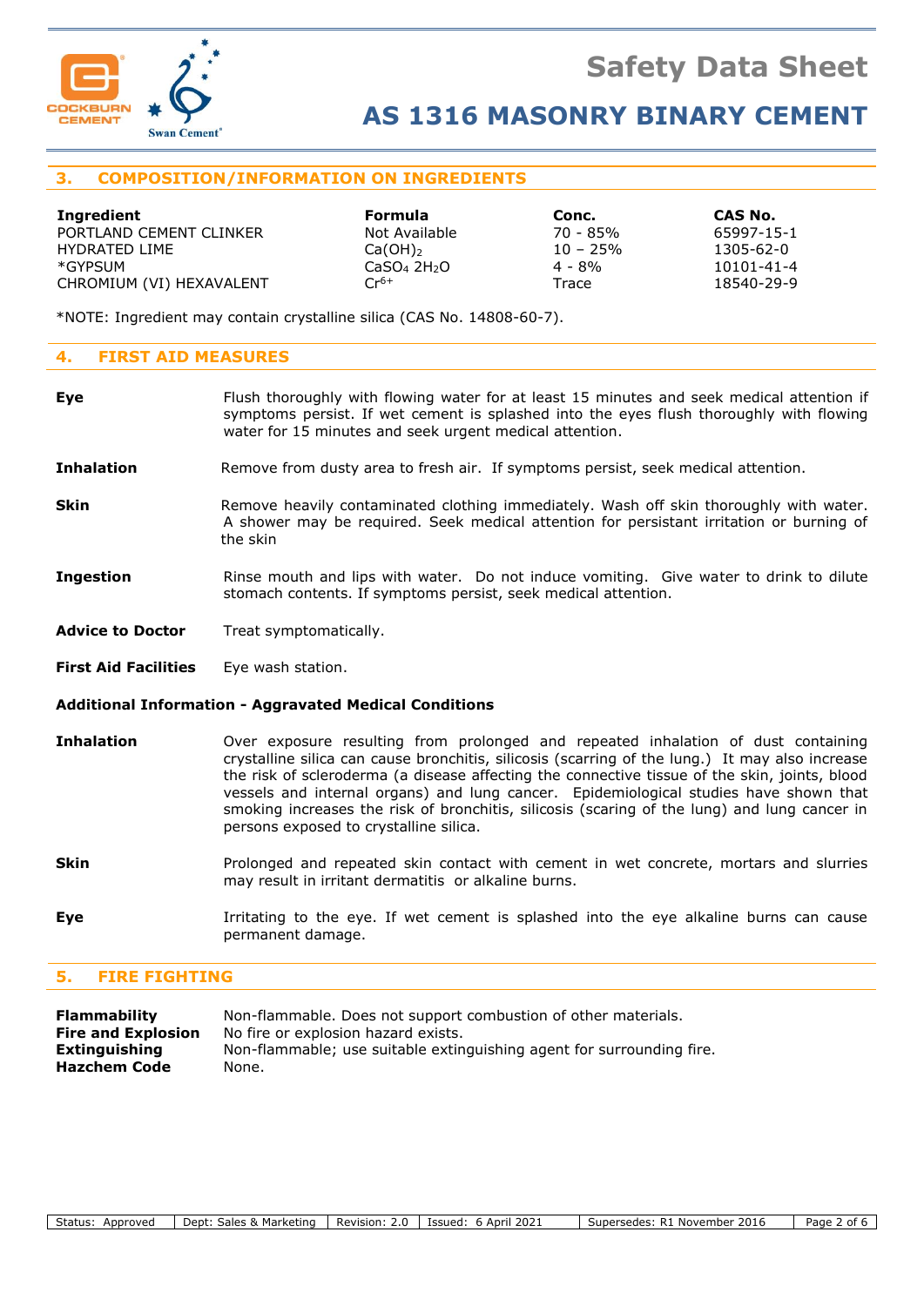## 3. COMPOSITION/INFORMATION ON INGREDIENTS

| Ingredient | Formula | Conc. | CAS No. |
|---|---|---|---|
| PORTLAND CEMENT CLINKER | Not Available | 70 - 85% | 65997-15-1 |
| HYDRATED LIME | $Ca(OH)_2$ | 10 – 25% | 1305-62-0 |
| *GYPSUM | $CaSO_4\ 2H_2O$ | 4 - 8% | 10101-41-4 |
| CHROMIUM (VI) HEXAVALENT | $Cr^{6+}$ | Trace | 18540-29-9 |

*NOTE: Ingredient may contain crystalline silica (CAS No. 14808-60-7).

## 4. FIRST AID MEASURES

**Eye** Flush thoroughly with flowing water for at least 15 minutes and seek medical attention if symptoms persist. If wet cement is splashed into the eyes flush thoroughly with flowing water for 15 minutes and seek urgent medical attention.

**Inhalation** Remove from dusty area to fresh air. If symptoms persist, seek medical attention.

**Skin** Remove heavily contaminated clothing immediately. Wash off skin thoroughly with water. A shower may be required. Seek medical attention for persistant irritation or burning of the skin

**Ingestion** Rinse mouth and lips with water. Do not induce vomiting. Give water to drink to dilute stomach contents. If symptoms persist, seek medical attention.

**Advice to Doctor** Treat symptomatically.

**First Aid Facilities** Eye wash station.

### Additional Information - Aggravated Medical Conditions

**Inhalation** Over exposure resulting from prolonged and repeated inhalation of dust containing crystalline silica can cause bronchitis, silicosis (scarring of the lung.) It may also increase the risk of scleroderma (a disease affecting the connective tissue of the skin, joints, blood vessels and internal organs) and lung cancer. Epidemiological studies have shown that smoking increases the risk of bronchitis, silicosis (scaring of the lung) and lung cancer in persons exposed to crystalline silica.

**Skin** Prolonged and repeated skin contact with cement in wet concrete, mortars and slurries may result in irritant dermatitis or alkaline burns.

**Eye** Irritating to the eye. If wet cement is splashed into the eye alkaline burns can cause permanent damage.

## 5. FIRE FIGHTING

**Flammability** Non-flammable. Does not support combustion of other materials.
**Fire and Explosion** No fire or explosion hazard exists.
**Extinguishing** Non-flammable; use suitable extinguishing agent for surrounding fire.
**Hazchem Code** None.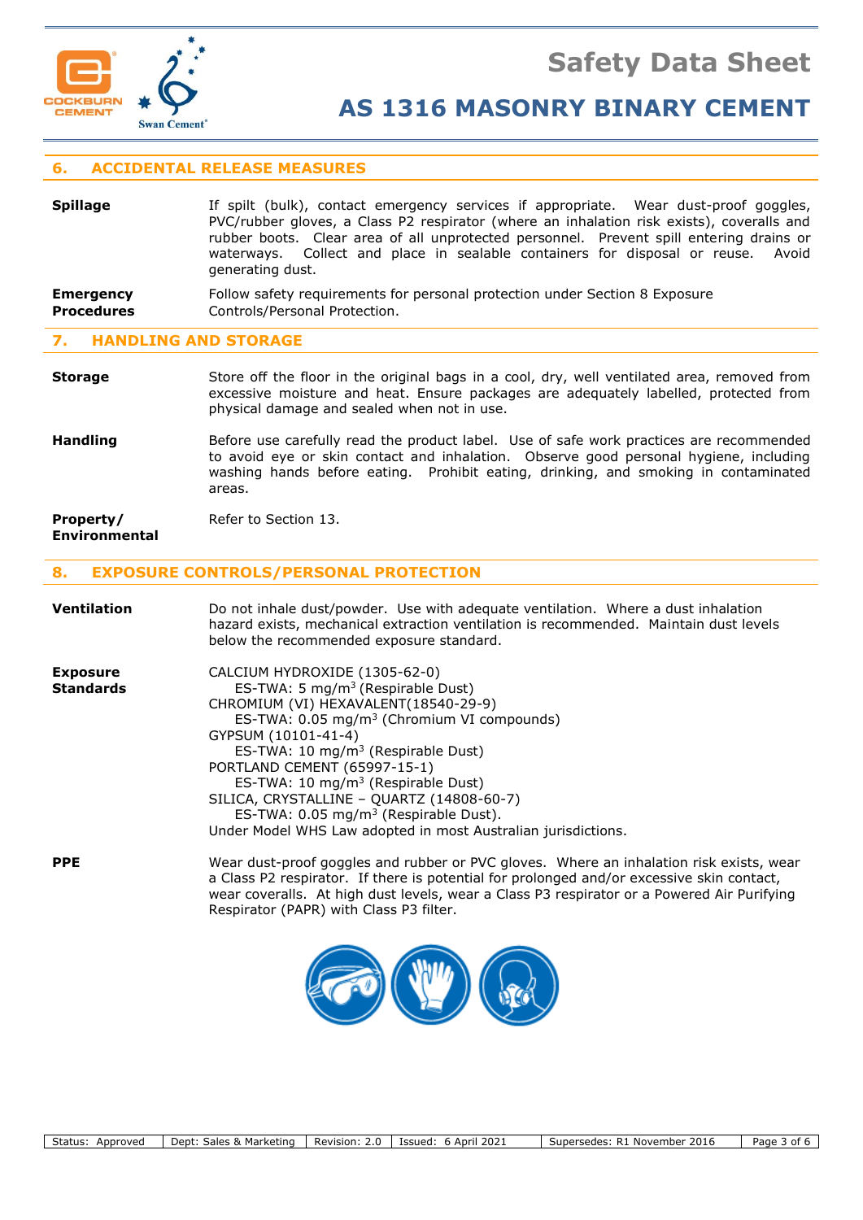## 6. ACCIDENTAL RELEASE MEASURES

**Spillage**

If spilt (bulk), contact emergency services if appropriate. Wear dust-proof goggles, PVC/rubber gloves, a Class P2 respirator (where an inhalation risk exists), coveralls and rubber boots. Clear area of all unprotected personnel. Prevent spill entering drains or waterways. Collect and place in sealable containers for disposal or reuse. Avoid generating dust.

**Emergency Procedures**

Follow safety requirements for personal protection under Section 8 Exposure Controls/Personal Protection.

## 7. HANDLING AND STORAGE

**Storage**

Store off the floor in the original bags in a cool, dry, well ventilated area, removed from excessive moisture and heat. Ensure packages are adequately labelled, protected from physical damage and sealed when not in use.

**Handling**

Before use carefully read the product label. Use of safe work practices are recommended to avoid eye or skin contact and inhalation. Observe good personal hygiene, including washing hands before eating. Prohibit eating, drinking, and smoking in contaminated areas.

**Property/ Environmental**

Refer to Section 13.

## 8. EXPOSURE CONTROLS/PERSONAL PROTECTION

**Ventilation**

Do not inhale dust/powder. Use with adequate ventilation. Where a dust inhalation hazard exists, mechanical extraction ventilation is recommended. Maintain dust levels below the recommended exposure standard.

**Exposure Standards**

CALCIUM HYDROXIDE (1305-62-0)
  ES-TWA: 5 mg/m$^3$ (Respirable Dust)
CHROMIUM (VI) HEXAVALENT(18540-29-9)
  ES-TWA: 0.05 mg/m$^3$ (Chromium VI compounds)
GYPSUM (10101-41-4)
  ES-TWA: 10 mg/m$^3$ (Respirable Dust)
PORTLAND CEMENT (65997-15-1)
  ES-TWA: 10 mg/m$^3$ (Respirable Dust)
SILICA, CRYSTALLINE – QUARTZ (14808-60-7)
  ES-TWA: 0.05 mg/m$^3$ (Respirable Dust).
Under Model WHS Law adopted in most Australian jurisdictions.

**PPE**

Wear dust-proof goggles and rubber or PVC gloves. Where an inhalation risk exists, wear a Class P2 respirator. If there is potential for prolonged and/or excessive skin contact, wear coveralls. At high dust levels, wear a Class P3 respirator or a Powered Air Purifying Respirator (PAPR) with Class P3 filter.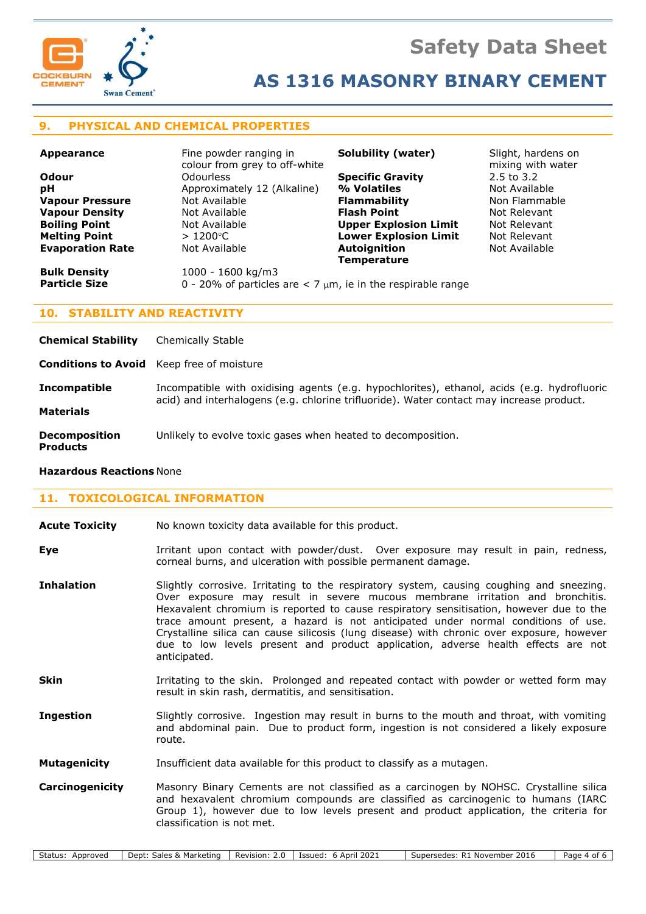## 9. PHYSICAL AND CHEMICAL PROPERTIES

| | | | |
|---|---|---|---|
| **Appearance** | Fine powder ranging in colour from grey to off-white | **Solubility (water)** | Slight, hardens on mixing with water |
| **Odour** | Odourless | **Specific Gravity** | 2.5 to 3.2 |
| **pH** | Approximately 12 (Alkaline) | **% Volatiles** | Not Available |
| **Vapour Pressure** | Not Available | **Flammability** | Non Flammable |
| **Vapour Density** | Not Available | **Flash Point** | Not Relevant |
| **Boiling Point** | Not Available | **Upper Explosion Limit** | Not Relevant |
| **Melting Point** | > 1200°C | **Lower Explosion Limit** | Not Relevant |
| **Evaporation Rate** | Not Available | **Autoignition Temperature** | Not Available |
| **Bulk Density** | 1000 - 1600 kg/m3 | | |
| **Particle Size** | 0 - 20% of particles are < 7 μm, ie in the respirable range | | |

## 10. STABILITY AND REACTIVITY

**Chemical Stability** Chemically Stable

**Conditions to Avoid** Keep free of moisture

**Incompatible Materials** Incompatible with oxidising agents (e.g. hypochlorites), ethanol, acids (e.g. hydrofluoric acid) and interhalogens (e.g. chlorine trifluoride). Water contact may increase product.

**Decomposition Products** Unlikely to evolve toxic gases when heated to decomposition.

**Hazardous Reactions** None

## 11. TOXICOLOGICAL INFORMATION

**Acute Toxicity** No known toxicity data available for this product.

**Eye** Irritant upon contact with powder/dust. Over exposure may result in pain, redness, corneal burns, and ulceration with possible permanent damage.

**Inhalation** Slightly corrosive. Irritating to the respiratory system, causing coughing and sneezing. Over exposure may result in severe mucous membrane irritation and bronchitis. Hexavalent chromium is reported to cause respiratory sensitisation, however due to the trace amount present, a hazard is not anticipated under normal conditions of use. Crystalline silica can cause silicosis (lung disease) with chronic over exposure, however due to low levels present and product application, adverse health effects are not anticipated.

**Skin** Irritating to the skin. Prolonged and repeated contact with powder or wetted form may result in skin rash, dermatitis, and sensitisation.

**Ingestion** Slightly corrosive. Ingestion may result in burns to the mouth and throat, with vomiting and abdominal pain. Due to product form, ingestion is not considered a likely exposure route.

**Mutagenicity** Insufficient data available for this product to classify as a mutagen.

**Carcinogenicity** Masonry Binary Cements are not classified as a carcinogen by NOHSC. Crystalline silica and hexavalent chromium compounds are classified as carcinogenic to humans (IARC Group 1), however due to low levels present and product application, the criteria for classification is not met.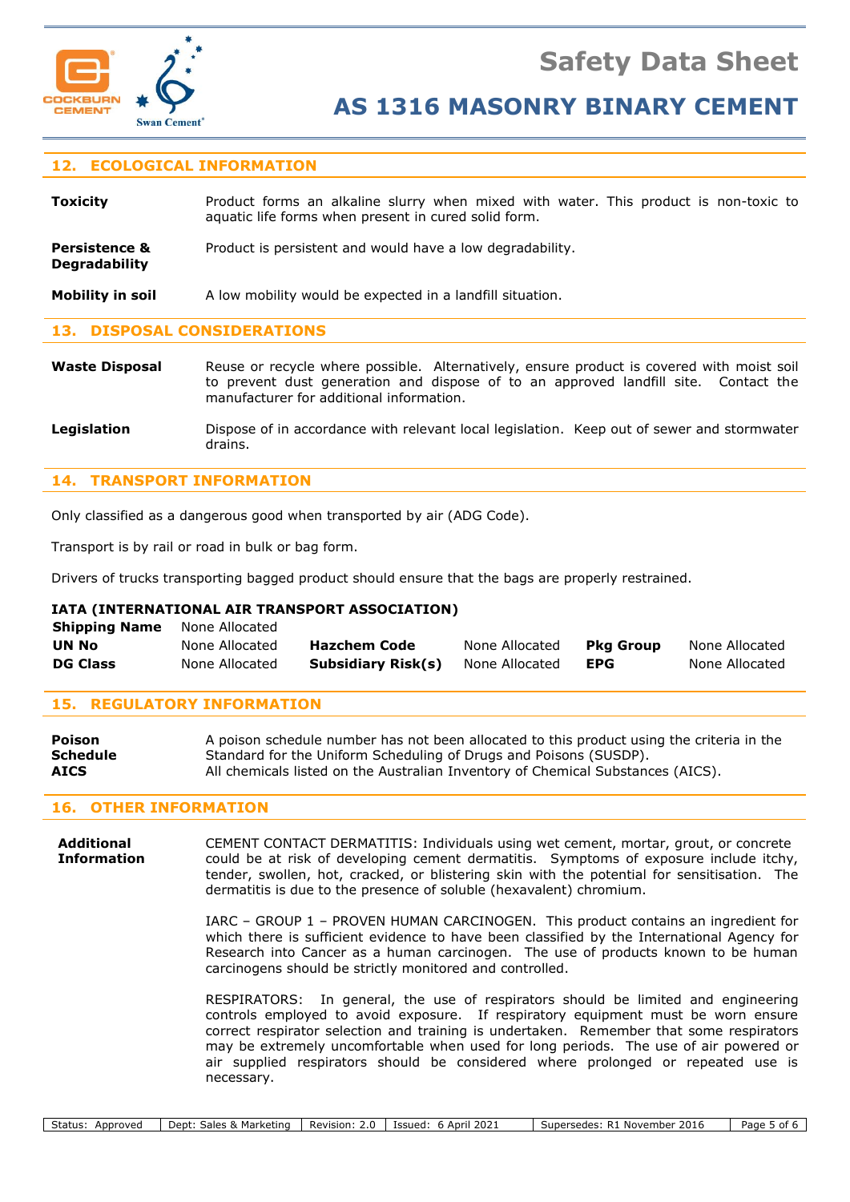## 12. ECOLOGICAL INFORMATION

**Toxicity** Product forms an alkaline slurry when mixed with water. This product is non-toxic to aquatic life forms when present in cured solid form.

**Persistence & Degradability** Product is persistent and would have a low degradability.

**Mobility in soil** A low mobility would be expected in a landfill situation.

## 13. DISPOSAL CONSIDERATIONS

**Waste Disposal** Reuse or recycle where possible. Alternatively, ensure product is covered with moist soil to prevent dust generation and dispose of to an approved landfill site. Contact the manufacturer for additional information.

**Legislation** Dispose of in accordance with relevant local legislation. Keep out of sewer and stormwater drains.

## 14. TRANSPORT INFORMATION

Only classified as a dangerous good when transported by air (ADG Code).

Transport is by rail or road in bulk or bag form.

Drivers of trucks transporting bagged product should ensure that the bags are properly restrained.

**IATA (INTERNATIONAL AIR TRANSPORT ASSOCIATION)**

| **Shipping Name** | None Allocated | | | | |
|---|---|---|---|---|---|
| **UN No** | None Allocated | **Hazchem Code** | None Allocated | **Pkg Group** | None Allocated |
| **DG Class** | None Allocated | **Subsidiary Risk(s)** | None Allocated | **EPG** | None Allocated |

## 15. REGULATORY INFORMATION

**Poison Schedule** A poison schedule number has not been allocated to this product using the criteria in the Standard for the Uniform Scheduling of Drugs and Poisons (SUSDP).

**AICS** All chemicals listed on the Australian Inventory of Chemical Substances (AICS).

## 16. OTHER INFORMATION

**Additional Information**

CEMENT CONTACT DERMATITIS: Individuals using wet cement, mortar, grout, or concrete could be at risk of developing cement dermatitis. Symptoms of exposure include itchy, tender, swollen, hot, cracked, or blistering skin with the potential for sensitisation. The dermatitis is due to the presence of soluble (hexavalent) chromium.

IARC – GROUP 1 – PROVEN HUMAN CARCINOGEN. This product contains an ingredient for which there is sufficient evidence to have been classified by the International Agency for Research into Cancer as a human carcinogen. The use of products known to be human carcinogens should be strictly monitored and controlled.

RESPIRATORS: In general, the use of respirators should be limited and engineering controls employed to avoid exposure. If respiratory equipment must be worn ensure correct respirator selection and training is undertaken. Remember that some respirators may be extremely uncomfortable when used for long periods. The use of air powered or air supplied respirators should be considered where prolonged or repeated use is necessary.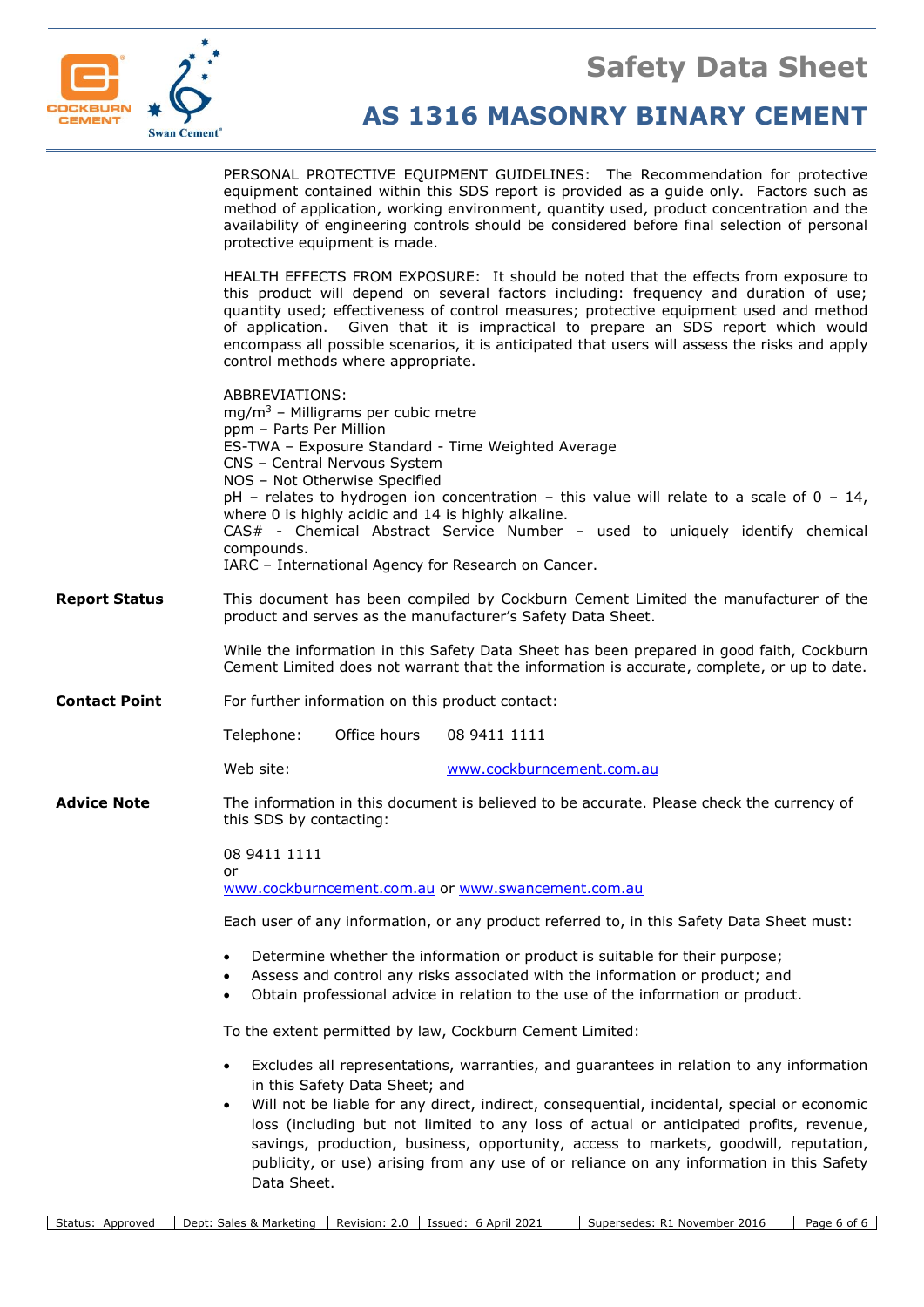PERSONAL PROTECTIVE EQUIPMENT GUIDELINES: The Recommendation for protective equipment contained within this SDS report is provided as a guide only. Factors such as method of application, working environment, quantity used, product concentration and the availability of engineering controls should be considered before final selection of personal protective equipment is made.

HEALTH EFFECTS FROM EXPOSURE: It should be noted that the effects from exposure to this product will depend on several factors including: frequency and duration of use; quantity used; effectiveness of control measures; protective equipment used and method of application. Given that it is impractical to prepare an SDS report which would encompass all possible scenarios, it is anticipated that users will assess the risks and apply control methods where appropriate.

ABBREVIATIONS:
$mg/m^3$ – Milligrams per cubic metre
ppm – Parts Per Million
ES-TWA – Exposure Standard - Time Weighted Average
CNS – Central Nervous System
NOS – Not Otherwise Specified
pH – relates to hydrogen ion concentration – this value will relate to a scale of 0 – 14, where 0 is highly acidic and 14 is highly alkaline.
CAS# - Chemical Abstract Service Number – used to uniquely identify chemical compounds.
IARC – International Agency for Research on Cancer.

**Report Status**

This document has been compiled by Cockburn Cement Limited the manufacturer of the product and serves as the manufacturer's Safety Data Sheet.

While the information in this Safety Data Sheet has been prepared in good faith, Cockburn Cement Limited does not warrant that the information is accurate, complete, or up to date.

**Contact Point**

For further information on this product contact:

Telephone: Office hours 08 9411 1111

Web site: www.cockburncement.com.au

**Advice Note**

The information in this document is believed to be accurate. Please check the currency of this SDS by contacting:

08 9411 1111
or
www.cockburncement.com.au or www.swancement.com.au

Each user of any information, or any product referred to, in this Safety Data Sheet must:

- Determine whether the information or product is suitable for their purpose;
- Assess and control any risks associated with the information or product; and
- Obtain professional advice in relation to the use of the information or product.

To the extent permitted by law, Cockburn Cement Limited:

- Excludes all representations, warranties, and guarantees in relation to any information in this Safety Data Sheet; and
- Will not be liable for any direct, indirect, consequential, incidental, special or economic loss (including but not limited to any loss of actual or anticipated profits, revenue, savings, production, business, opportunity, access to markets, goodwill, reputation, publicity, or use) arising from any use of or reliance on any information in this Safety Data Sheet.

| | | | | | |
|---|---|---|---|---|---|
| Status: Approved | Dept: Sales & Marketing | Revision: 2.0 | Issued: 6 April 2021 | Supersedes: R1 November 2016 | Page 6 of 6 |